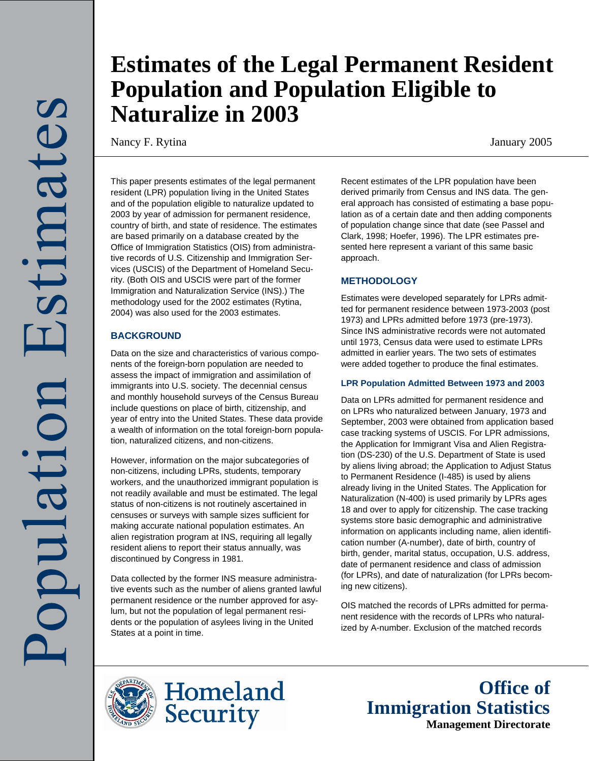# Estimates of the Legal Permanent Resident Population and Population Eligible to Naturalize in 2003

Nancy F. Rytina

January 2005

This paper presents estimates of the legal permanent resident (LPR) population living in the United States and of the population eligible to naturalize updated to 2003 by year of admission for permanent residence, country of birth, and state of residence. The estimates are based primarily on a database created by the Office of Immigration Statistics (OIS) from administrative records of U.S. Citizenship and Immigration Services (USCIS) of the Department of Homeland Security. (Both OIS and USCIS were part of the former Immigration and Naturalization Service (INS).) The methodology used for the 2002 estimates (Rytina, 2004) was also used for the 2003 estimates.

## BACKGROUND

Data on the size and characteristics of various components of the foreign-born population are needed to assess the impact of immigration and assimilation of immigrants into U.S. society. The decennial census and monthly household surveys of the Census Bureau include questions on place of birth, citizenship, and year of entry into the United States. These data provide a wealth of information on the total foreign-born population, naturalized citizens, and non-citizens.

However, information on the major subcategories of non-citizens, including LPRs, students, temporary workers, and the unauthorized immigrant population is not readily available and must be estimated. The legal status of non-citizens is not routinely ascertained in censuses or surveys with sample sizes sufficient for making accurate national population estimates. An alien registration program at INS, requiring all legally resident aliens to report their status annually, was discontinued by Congress in 1981.

Data collected by the former INS measure administrative events such as the number of aliens granted lawful permanent residence or the number approved for asylum, but not the population of legal permanent residents or the population of asylees living in the United States at a point in time.

Recent estimates of the LPR population have been derived primarily from Census and INS data. The general approach has consisted of estimating a base population as of a certain date and then adding components of population change since that date (see Passel and Clark, 1998; Hoefer, 1996). The LPR estimates presented here represent a variant of this same basic approach.

## METHODOLOGY

Estimates were developed separately for LPRs admitted for permanent residence between 1973-2003 (post 1973) and LPRs admitted before 1973 (pre-1973). Since INS administrative records were not automated until 1973, Census data were used to estimate LPRs admitted in earlier years. The two sets of estimates were added together to produce the final estimates.

### LPR Population Admitted Between 1973 and 2003

Data on LPRs admitted for permanent residence and on LPRs who naturalized between January, 1973 and September, 2003 were obtained from application based case tracking systems of USCIS. For LPR admissions, the Application for Immigrant Visa and Alien Registration (DS-230) of the U.S. Department of State is used by aliens living abroad; the Application to Adjust Status to Permanent Residence (I-485) is used by aliens already living in the United States. The Application for Naturalization (N-400) is used primarily by LPRs ages 18 and over to apply for citizenship. The case tracking systems store basic demographic and administrative information on applicants including name, alien identification number (A-number), date of birth, country of birth, gender, marital status, occupation, U.S. address, date of permanent residence and class of admission (for LPRs), and date of naturalization (for LPRs becoming new citizens).

OIS matched the records of LPRs admitted for permanent residence with the records of LPRs who naturalized by A-number. Exclusion of the matched records

Homeland Security

Office of Immigration Statistics
Management Directorate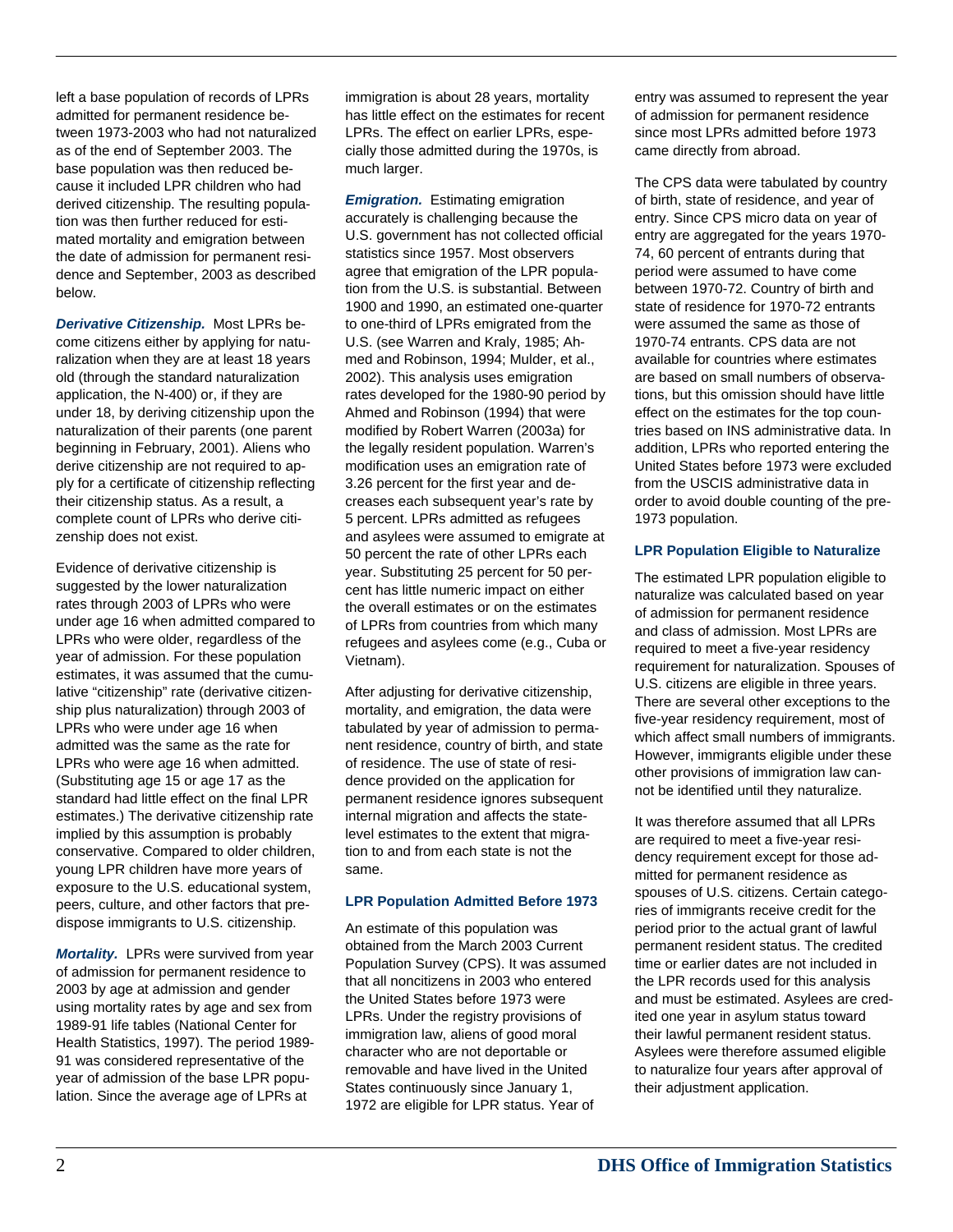left a base population of records of LPRs admitted for permanent residence between 1973-2003 who had not naturalized as of the end of September 2003. The base population was then reduced because it included LPR children who had derived citizenship. The resulting population was then further reduced for estimated mortality and emigration between the date of admission for permanent residence and September, 2003 as described below.

***Derivative Citizenship.*** Most LPRs become citizens either by applying for naturalization when they are at least 18 years old (through the standard naturalization application, the N-400) or, if they are under 18, by deriving citizenship upon the naturalization of their parents (one parent beginning in February, 2001). Aliens who derive citizenship are not required to apply for a certificate of citizenship reflecting their citizenship status. As a result, a complete count of LPRs who derive citizenship does not exist.

Evidence of derivative citizenship is suggested by the lower naturalization rates through 2003 of LPRs who were under age 16 when admitted compared to LPRs who were older, regardless of the year of admission. For these population estimates, it was assumed that the cumulative "citizenship" rate (derivative citizenship plus naturalization) through 2003 of LPRs who were under age 16 when admitted was the same as the rate for LPRs who were age 16 when admitted. (Substituting age 15 or age 17 as the standard had little effect on the final LPR estimates.) The derivative citizenship rate implied by this assumption is probably conservative. Compared to older children, young LPR children have more years of exposure to the U.S. educational system, peers, culture, and other factors that predispose immigrants to U.S. citizenship.

***Mortality.*** LPRs were survived from year of admission for permanent residence to 2003 by age at admission and gender using mortality rates by age and sex from 1989-91 life tables (National Center for Health Statistics, 1997). The period 1989-91 was considered representative of the year of admission of the base LPR population. Since the average age of LPRs at immigration is about 28 years, mortality has little effect on the estimates for recent LPRs. The effect on earlier LPRs, especially those admitted during the 1970s, is much larger.

***Emigration.*** Estimating emigration accurately is challenging because the U.S. government has not collected official statistics since 1957. Most observers agree that emigration of the LPR population from the U.S. is substantial. Between 1900 and 1990, an estimated one-quarter to one-third of LPRs emigrated from the U.S. (see Warren and Kraly, 1985; Ahmed and Robinson, 1994; Mulder, et al., 2002). This analysis uses emigration rates developed for the 1980-90 period by Ahmed and Robinson (1994) that were modified by Robert Warren (2003a) for the legally resident population. Warren's modification uses an emigration rate of 3.26 percent for the first year and decreases each subsequent year's rate by 5 percent. LPRs admitted as refugees and asylees were assumed to emigrate at 50 percent the rate of other LPRs each year. Substituting 25 percent for 50 percent has little numeric impact on either the overall estimates or on the estimates of LPRs from countries from which many refugees and asylees come (e.g., Cuba or Vietnam).

After adjusting for derivative citizenship, mortality, and emigration, the data were tabulated by year of admission to permanent residence, country of birth, and state of residence. The use of state of residence provided on the application for permanent residence ignores subsequent internal migration and affects the state-level estimates to the extent that migration to and from each state is not the same.

### LPR Population Admitted Before 1973

An estimate of this population was obtained from the March 2003 Current Population Survey (CPS). It was assumed that all noncitizens in 2003 who entered the United States before 1973 were LPRs. Under the registry provisions of immigration law, aliens of good moral character who are not deportable or removable and have lived in the United States continuously since January 1, 1972 are eligible for LPR status. Year of entry was assumed to represent the year of admission for permanent residence since most LPRs admitted before 1973 came directly from abroad.

The CPS data were tabulated by country of birth, state of residence, and year of entry. Since CPS micro data on year of entry are aggregated for the years 1970-74, 60 percent of entrants during that period were assumed to have come between 1970-72. Country of birth and state of residence for 1970-72 entrants were assumed the same as those of 1970-74 entrants. CPS data are not available for countries where estimates are based on small numbers of observations, but this omission should have little effect on the estimates for the top countries based on INS administrative data. In addition, LPRs who reported entering the United States before 1973 were excluded from the USCIS administrative data in order to avoid double counting of the pre-1973 population.

### LPR Population Eligible to Naturalize

The estimated LPR population eligible to naturalize was calculated based on year of admission for permanent residence and class of admission. Most LPRs are required to meet a five-year residency requirement for naturalization. Spouses of U.S. citizens are eligible in three years. There are several other exceptions to the five-year residency requirement, most of which affect small numbers of immigrants. However, immigrants eligible under these other provisions of immigration law cannot be identified until they naturalize.

It was therefore assumed that all LPRs are required to meet a five-year residency requirement except for those admitted for permanent residence as spouses of U.S. citizens. Certain categories of immigrants receive credit for the period prior to the actual grant of lawful permanent resident status. The credited time or earlier dates are not included in the LPR records used for this analysis and must be estimated. Asylees are credited one year in asylum status toward their lawful permanent resident status. Asylees were therefore assumed eligible to naturalize four years after approval of their adjustment application.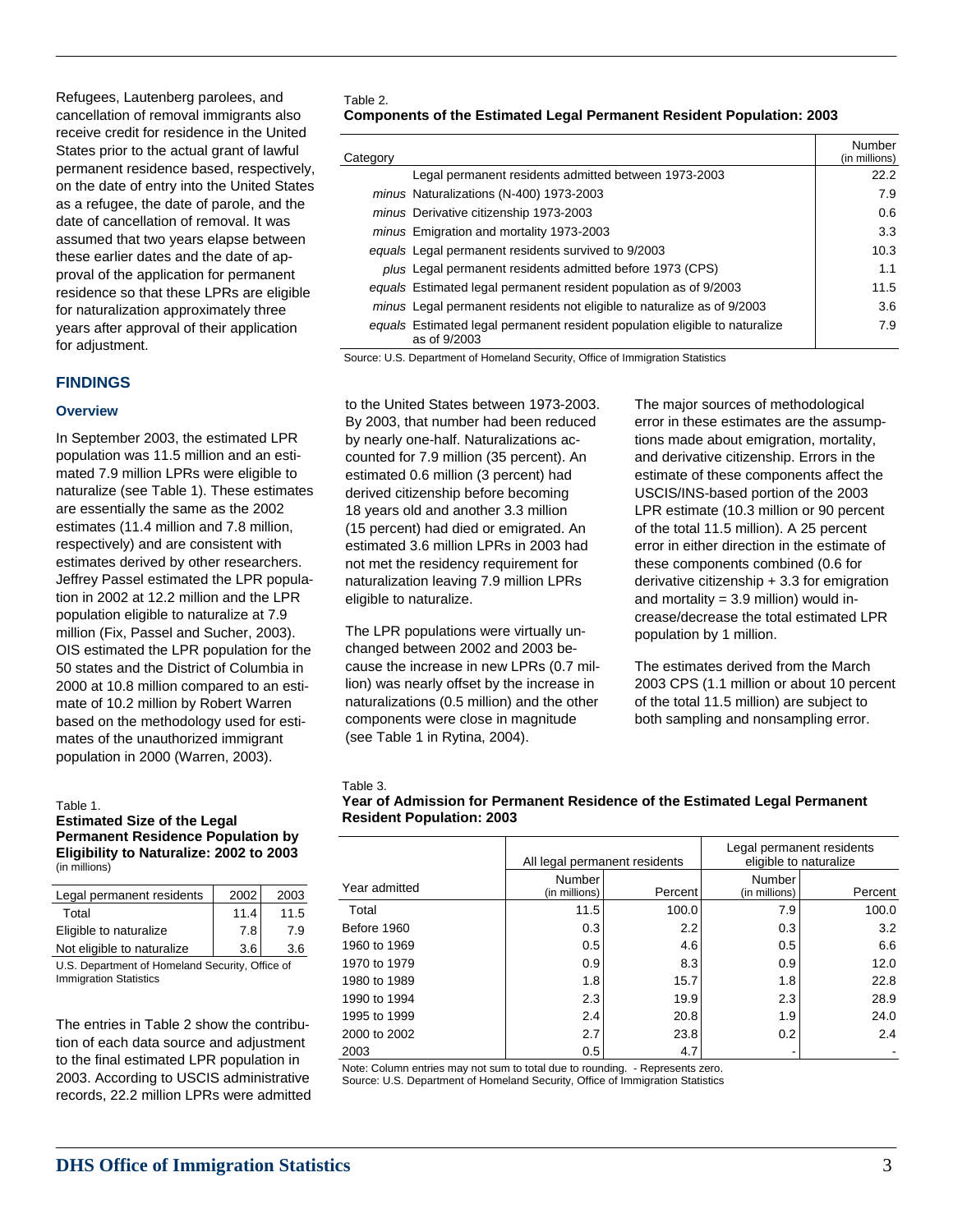Refugees, Lautenberg parolees, and cancellation of removal immigrants also receive credit for residence in the United States prior to the actual grant of lawful permanent residence based, respectively, on the date of entry into the United States as a refugee, the date of parole, and the date of cancellation of removal. It was assumed that two years elapse between these earlier dates and the date of approval of the application for permanent residence so that these LPRs are eligible for naturalization approximately three years after approval of their application for adjustment.

## FINDINGS

### Overview

In September 2003, the estimated LPR population was 11.5 million and an estimated 7.9 million LPRs were eligible to naturalize (see Table 1). These estimates are essentially the same as the 2002 estimates (11.4 million and 7.8 million, respectively) and are consistent with estimates derived by other researchers. Jeffrey Passel estimated the LPR population in 2002 at 12.2 million and the LPR population eligible to naturalize at 7.9 million (Fix, Passel and Sucher, 2003). OIS estimated the LPR population for the 50 states and the District of Columbia in 2000 at 10.8 million compared to an estimate of 10.2 million by Robert Warren based on the methodology used for estimates of the unauthorized immigrant population in 2000 (Warren, 2003).

Table 1.
**Estimated Size of the Legal Permanent Residence Population by Eligibility to Naturalize: 2002 to 2003**
(in millions)

| Legal permanent residents | 2002 | 2003 |
|---|---|---|
| Total | 11.4 | 11.5 |
| Eligible to naturalize | 7.8 | 7.9 |
| Not eligible to naturalize | 3.6 | 3.6 |

U.S. Department of Homeland Security, Office of Immigration Statistics

The entries in Table 2 show the contribution of each data source and adjustment to the final estimated LPR population in 2003. According to USCIS administrative records, 22.2 million LPRs were admitted to the United States between 1973-2003. By 2003, that number had been reduced by nearly one-half. Naturalizations accounted for 7.9 million (35 percent). An estimated 0.6 million (3 percent) had derived citizenship before becoming 18 years old and another 3.3 million (15 percent) had died or emigrated. An estimated 3.6 million LPRs in 2003 had not met the residency requirement for naturalization leaving 7.9 million LPRs eligible to naturalize.

Table 2.
**Components of the Estimated Legal Permanent Resident Population: 2003**

| Category | Number (in millions) |
|---|---|
| Legal permanent residents admitted between 1973-2003 | 22.2 |
| *minus* Naturalizations (N-400) 1973-2003 | 7.9 |
| *minus* Derivative citizenship 1973-2003 | 0.6 |
| *minus* Emigration and mortality 1973-2003 | 3.3 |
| *equals* Legal permanent residents survived to 9/2003 | 10.3 |
| *plus* Legal permanent residents admitted before 1973 (CPS) | 1.1 |
| *equals* Estimated legal permanent resident population as of 9/2003 | 11.5 |
| *minus* Legal permanent residents not eligible to naturalize as of 9/2003 | 3.6 |
| *equals* Estimated legal permanent resident population eligible to naturalize as of 9/2003 | 7.9 |

Source: U.S. Department of Homeland Security, Office of Immigration Statistics

The LPR populations were virtually unchanged between 2002 and 2003 because the increase in new LPRs (0.7 million) was nearly offset by the increase in naturalizations (0.5 million) and the other components were close in magnitude (see Table 1 in Rytina, 2004).

The major sources of methodological error in these estimates are the assumptions made about emigration, mortality, and derivative citizenship. Errors in the estimate of these components affect the USCIS/INS-based portion of the 2003 LPR estimate (10.3 million or 90 percent of the total 11.5 million). A 25 percent error in either direction in the estimate of these components combined (0.6 for derivative citizenship + 3.3 for emigration and mortality = 3.9 million) would increase/decrease the total estimated LPR population by 1 million.

The estimates derived from the March 2003 CPS (1.1 million or about 10 percent of the total 11.5 million) are subject to both sampling and nonsampling error.

Table 3.
**Year of Admission for Permanent Residence of the Estimated Legal Permanent Resident Population: 2003**

| Year admitted | All legal permanent residents | | Legal permanent residents eligible to naturalize | |
|---|---|---|---|---|
| | Number (in millions) | Percent | Number (in millions) | Percent |
| Total | 11.5 | 100.0 | 7.9 | 100.0 |
| Before 1960 | 0.3 | 2.2 | 0.3 | 3.2 |
| 1960 to 1969 | 0.5 | 4.6 | 0.5 | 6.6 |
| 1970 to 1979 | 0.9 | 8.3 | 0.9 | 12.0 |
| 1980 to 1989 | 1.8 | 15.7 | 1.8 | 22.8 |
| 1990 to 1994 | 2.3 | 19.9 | 2.3 | 28.9 |
| 1995 to 1999 | 2.4 | 20.8 | 1.9 | 24.0 |
| 2000 to 2002 | 2.7 | 23.8 | 0.2 | 2.4 |
| 2003 | 0.5 | 4.7 | - | - |

Note: Column entries may not sum to total due to rounding. - Represents zero.
Source: U.S. Department of Homeland Security, Office of Immigration Statistics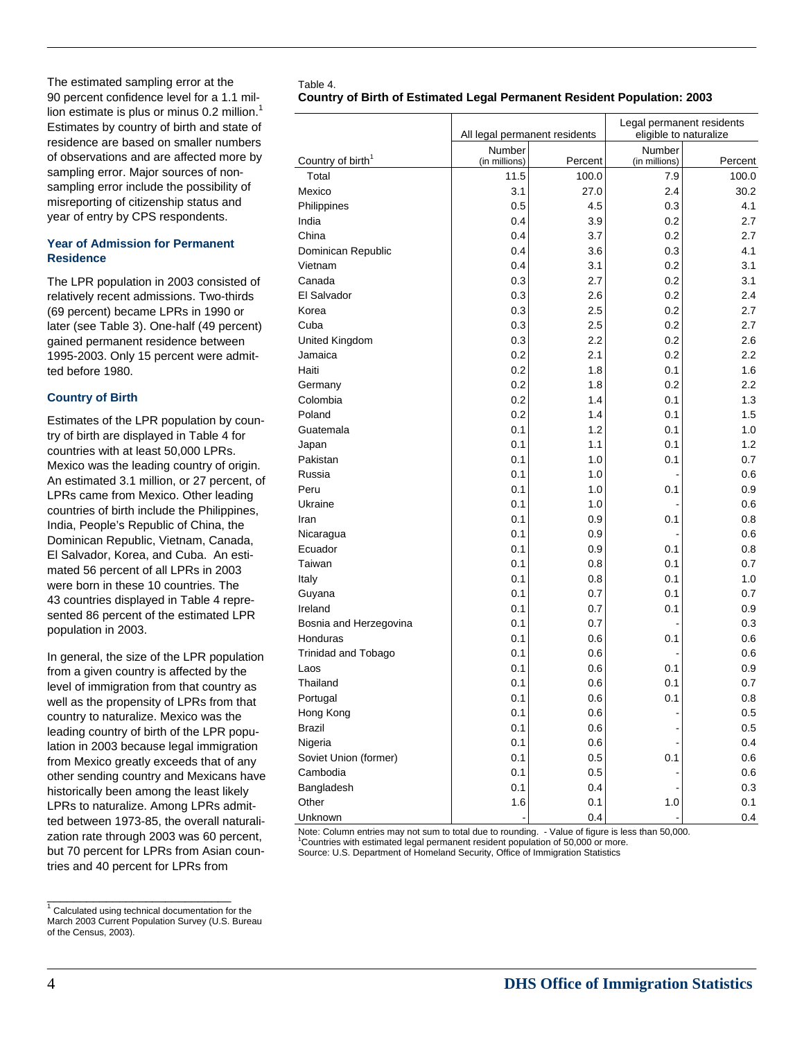The estimated sampling error at the 90 percent confidence level for a 1.1 million estimate is plus or minus 0.2 million.[1] Estimates by country of birth and state of residence are based on smaller numbers of observations and are affected more by sampling error. Major sources of non-sampling error include the possibility of misreporting of citizenship status and year of entry by CPS respondents.

### Year of Admission for Permanent Residence

The LPR population in 2003 consisted of relatively recent admissions. Two-thirds (69 percent) became LPRs in 1990 or later (see Table 3). One-half (49 percent) gained permanent residence between 1995-2003. Only 15 percent were admitted before 1980.

### Country of Birth

Estimates of the LPR population by country of birth are displayed in Table 4 for countries with at least 50,000 LPRs. Mexico was the leading country of origin. An estimated 3.1 million, or 27 percent, of LPRs came from Mexico. Other leading countries of birth include the Philippines, India, People's Republic of China, the Dominican Republic, Vietnam, Canada, El Salvador, Korea, and Cuba. An estimated 56 percent of all LPRs in 2003 were born in these 10 countries. The 43 countries displayed in Table 4 represented 86 percent of the estimated LPR population in 2003.

In general, the size of the LPR population from a given country is affected by the level of immigration from that country as well as the propensity of LPRs from that country to naturalize. Mexico was the leading country of birth of the LPR population in 2003 because legal immigration from Mexico greatly exceeds that of any other sending country and Mexicans have historically been among the least likely LPRs to naturalize. Among LPRs admitted between 1973-85, the overall naturalization rate through 2003 was 60 percent, but 70 percent for LPRs from Asian countries and 40 percent for LPRs from

Table 4.
**Country of Birth of Estimated Legal Permanent Resident Population: 2003**

| | All legal permanent residents | | Legal permanent residents eligible to naturalize | |
|---|---|---|---|---|
| Country of birth[1] | Number (in millions) | Percent | Number (in millions) | Percent |
| Total | 11.5 | 100.0 | 7.9 | 100.0 |
| Mexico | 3.1 | 27.0 | 2.4 | 30.2 |
| Philippines | 0.5 | 4.5 | 0.3 | 4.1 |
| India | 0.4 | 3.9 | 0.2 | 2.7 |
| China | 0.4 | 3.7 | 0.2 | 2.7 |
| Dominican Republic | 0.4 | 3.6 | 0.3 | 4.1 |
| Vietnam | 0.4 | 3.1 | 0.2 | 3.1 |
| Canada | 0.3 | 2.7 | 0.2 | 3.1 |
| El Salvador | 0.3 | 2.6 | 0.2 | 2.4 |
| Korea | 0.3 | 2.5 | 0.2 | 2.7 |
| Cuba | 0.3 | 2.5 | 0.2 | 2.7 |
| United Kingdom | 0.3 | 2.2 | 0.2 | 2.6 |
| Jamaica | 0.2 | 2.1 | 0.2 | 2.2 |
| Haiti | 0.2 | 1.8 | 0.1 | 1.6 |
| Germany | 0.2 | 1.8 | 0.2 | 2.2 |
| Colombia | 0.2 | 1.4 | 0.1 | 1.3 |
| Poland | 0.2 | 1.4 | 0.1 | 1.5 |
| Guatemala | 0.1 | 1.2 | 0.1 | 1.0 |
| Japan | 0.1 | 1.1 | 0.1 | 1.2 |
| Pakistan | 0.1 | 1.0 | 0.1 | 0.7 |
| Russia | 0.1 | 1.0 | - | 0.6 |
| Peru | 0.1 | 1.0 | 0.1 | 0.9 |
| Ukraine | 0.1 | 1.0 | - | 0.6 |
| Iran | 0.1 | 0.9 | 0.1 | 0.8 |
| Nicaragua | 0.1 | 0.9 | - | 0.6 |
| Ecuador | 0.1 | 0.9 | 0.1 | 0.8 |
| Taiwan | 0.1 | 0.8 | 0.1 | 0.7 |
| Italy | 0.1 | 0.8 | 0.1 | 1.0 |
| Guyana | 0.1 | 0.7 | 0.1 | 0.7 |
| Ireland | 0.1 | 0.7 | 0.1 | 0.9 |
| Bosnia and Herzegovina | 0.1 | 0.7 | - | 0.3 |
| Honduras | 0.1 | 0.6 | 0.1 | 0.6 |
| Trinidad and Tobago | 0.1 | 0.6 | - | 0.6 |
| Laos | 0.1 | 0.6 | 0.1 | 0.9 |
| Thailand | 0.1 | 0.6 | 0.1 | 0.7 |
| Portugal | 0.1 | 0.6 | 0.1 | 0.8 |
| Hong Kong | 0.1 | 0.6 | - | 0.5 |
| Brazil | 0.1 | 0.6 | - | 0.5 |
| Nigeria | 0.1 | 0.6 | - | 0.4 |
| Soviet Union (former) | 0.1 | 0.5 | 0.1 | 0.6 |
| Cambodia | 0.1 | 0.5 | - | 0.6 |
| Bangladesh | 0.1 | 0.4 | - | 0.3 |
| Other | 1.6 | 0.1 | 1.0 | 0.1 |
| Unknown | - | 0.4 | - | 0.4 |

Note: Column entries may not sum to total due to rounding. - Value of figure is less than 50,000.
[1]Countries with estimated legal permanent resident population of 50,000 or more.
Source: U.S. Department of Homeland Security, Office of Immigration Statistics

[1] Calculated using technical documentation for the March 2003 Current Population Survey (U.S. Bureau of the Census, 2003).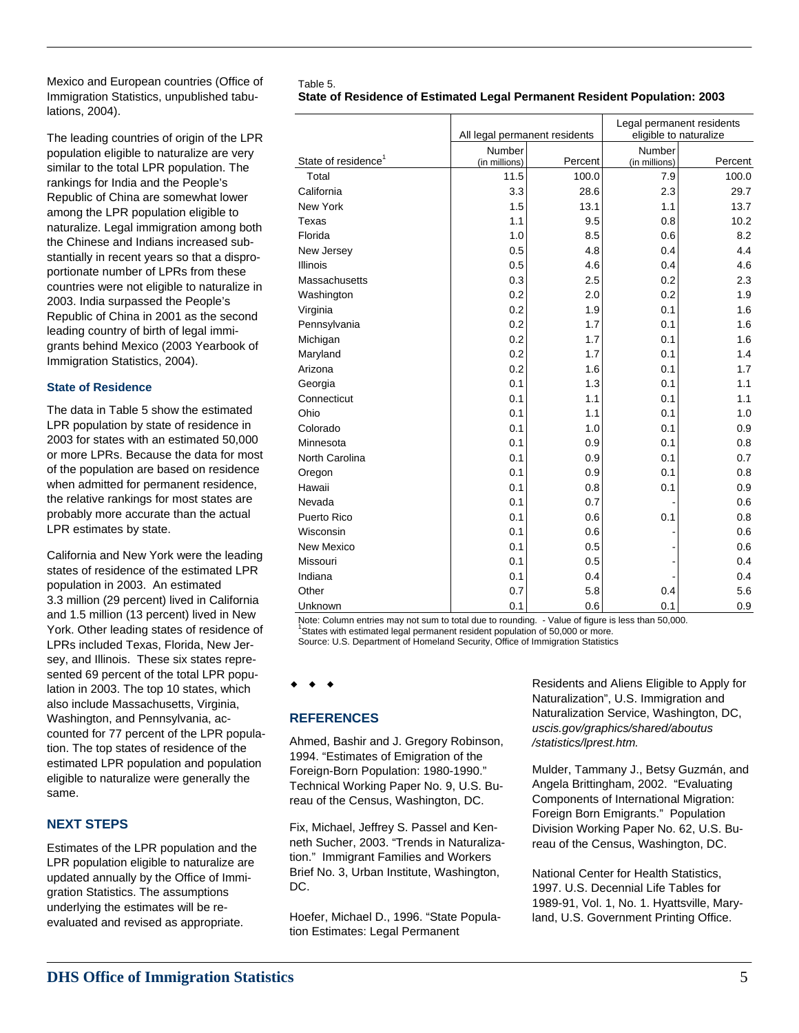Mexico and European countries (Office of Immigration Statistics, unpublished tabulations, 2004).

The leading countries of origin of the LPR population eligible to naturalize are very similar to the total LPR population. The rankings for India and the People's Republic of China are somewhat lower among the LPR population eligible to naturalize. Legal immigration among both the Chinese and Indians increased substantially in recent years so that a disproportionate number of LPRs from these countries were not eligible to naturalize in 2003. India surpassed the People's Republic of China in 2001 as the second leading country of birth of legal immigrants behind Mexico (2003 Yearbook of Immigration Statistics, 2004).

### State of Residence

The data in Table 5 show the estimated LPR population by state of residence in 2003 for states with an estimated 50,000 or more LPRs. Because the data for most of the population are based on residence when admitted for permanent residence, the relative rankings for most states are probably more accurate than the actual LPR estimates by state.

California and New York were the leading states of residence of the estimated LPR population in 2003. An estimated 3.3 million (29 percent) lived in California and 1.5 million (13 percent) lived in New York. Other leading states of residence of LPRs included Texas, Florida, New Jersey, and Illinois. These six states represented 69 percent of the total LPR population in 2003. The top 10 states, which also include Massachusetts, Virginia, Washington, and Pennsylvania, accounted for 77 percent of the LPR population. The top states of residence of the estimated LPR population and population eligible to naturalize were generally the same.

Table 5.
**State of Residence of Estimated Legal Permanent Resident Population: 2003**

| State of residence[1] | All legal permanent residents | | Legal permanent residents eligible to naturalize | |
|---|---|---|---|---|
| | Number (in millions) | Percent | Number (in millions) | Percent |
| Total | 11.5 | 100.0 | 7.9 | 100.0 |
| California | 3.3 | 28.6 | 2.3 | 29.7 |
| New York | 1.5 | 13.1 | 1.1 | 13.7 |
| Texas | 1.1 | 9.5 | 0.8 | 10.2 |
| Florida | 1.0 | 8.5 | 0.6 | 8.2 |
| New Jersey | 0.5 | 4.8 | 0.4 | 4.4 |
| Illinois | 0.5 | 4.6 | 0.4 | 4.6 |
| Massachusetts | 0.3 | 2.5 | 0.2 | 2.3 |
| Washington | 0.2 | 2.0 | 0.2 | 1.9 |
| Virginia | 0.2 | 1.9 | 0.1 | 1.6 |
| Pennsylvania | 0.2 | 1.7 | 0.1 | 1.6 |
| Michigan | 0.2 | 1.7 | 0.1 | 1.6 |
| Maryland | 0.2 | 1.7 | 0.1 | 1.4 |
| Arizona | 0.2 | 1.6 | 0.1 | 1.7 |
| Georgia | 0.1 | 1.3 | 0.1 | 1.1 |
| Connecticut | 0.1 | 1.1 | 0.1 | 1.1 |
| Ohio | 0.1 | 1.1 | 0.1 | 1.0 |
| Colorado | 0.1 | 1.0 | 0.1 | 0.9 |
| Minnesota | 0.1 | 0.9 | 0.1 | 0.8 |
| North Carolina | 0.1 | 0.9 | 0.1 | 0.7 |
| Oregon | 0.1 | 0.9 | 0.1 | 0.8 |
| Hawaii | 0.1 | 0.8 | 0.1 | 0.9 |
| Nevada | 0.1 | 0.7 | - | 0.6 |
| Puerto Rico | 0.1 | 0.6 | 0.1 | 0.8 |
| Wisconsin | 0.1 | 0.6 | - | 0.6 |
| New Mexico | 0.1 | 0.5 | - | 0.6 |
| Missouri | 0.1 | 0.5 | - | 0.4 |
| Indiana | 0.1 | 0.4 | - | 0.4 |
| Other | 0.7 | 5.8 | 0.4 | 5.6 |
| Unknown | 0.1 | 0.6 | 0.1 | 0.9 |

Note: Column entries may not sum to total due to rounding. - Value of figure is less than 50,000.
[1]States with estimated legal permanent resident population of 50,000 or more.
Source: U.S. Department of Homeland Security, Office of Immigration Statistics

## NEXT STEPS

Estimates of the LPR population and the LPR population eligible to naturalize are updated annually by the Office of Immigration Statistics. The assumptions underlying the estimates will be reevaluated and revised as appropriate.

◆ ◆ ◆

## REFERENCES

Ahmed, Bashir and J. Gregory Robinson, 1994. "Estimates of Emigration of the Foreign-Born Population: 1980-1990." Technical Working Paper No. 9, U.S. Bureau of the Census, Washington, DC.

Fix, Michael, Jeffrey S. Passel and Kenneth Sucher, 2003. "Trends in Naturalization." Immigrant Families and Workers Brief No. 3, Urban Institute, Washington, DC.

Hoefer, Michael D., 1996. "State Population Estimates: Legal Permanent Residents and Aliens Eligible to Apply for Naturalization", U.S. Immigration and Naturalization Service, Washington, DC, *uscis.gov/graphics/shared/aboutus/statistics/lprest.htm.*

Mulder, Tammany J., Betsy Guzmán, and Angela Brittingham, 2002. "Evaluating Components of International Migration: Foreign Born Emigrants." Population Division Working Paper No. 62, U.S. Bureau of the Census, Washington, DC.

National Center for Health Statistics, 1997. U.S. Decennial Life Tables for 1989-91, Vol. 1, No. 1. Hyattsville, Maryland, U.S. Government Printing Office.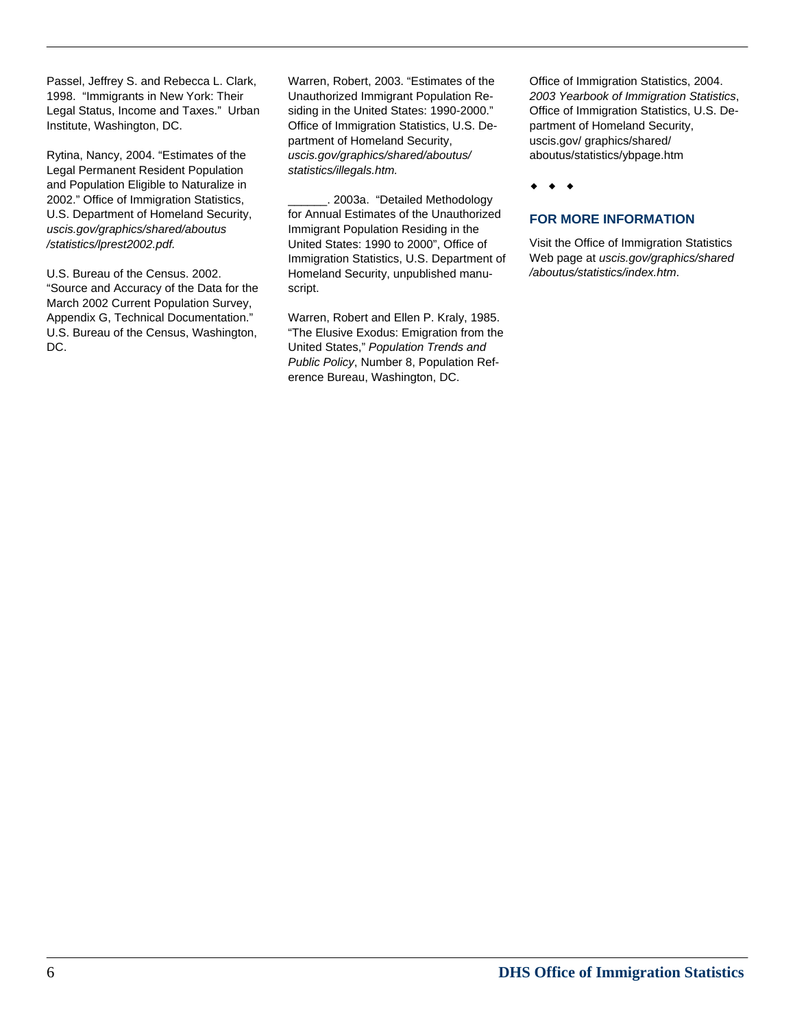Passel, Jeffrey S. and Rebecca L. Clark, 1998. "Immigrants in New York: Their Legal Status, Income and Taxes." Urban Institute, Washington, DC.

Rytina, Nancy, 2004. "Estimates of the Legal Permanent Resident Population and Population Eligible to Naturalize in 2002." Office of Immigration Statistics, U.S. Department of Homeland Security, *uscis.gov/graphics/shared/aboutus/statistics/lprest2002.pdf.*

U.S. Bureau of the Census. 2002. "Source and Accuracy of the Data for the March 2002 Current Population Survey, Appendix G, Technical Documentation." U.S. Bureau of the Census, Washington, DC.

Warren, Robert, 2003. "Estimates of the Unauthorized Immigrant Population Residing in the United States: 1990-2000." Office of Immigration Statistics, U.S. Department of Homeland Security, *uscis.gov/graphics/shared/aboutus/statistics/illegals.htm.*

______. 2003a. "Detailed Methodology for Annual Estimates of the Unauthorized Immigrant Population Residing in the United States: 1990 to 2000", Office of Immigration Statistics, U.S. Department of Homeland Security, unpublished manuscript.

Warren, Robert and Ellen P. Kraly, 1985. "The Elusive Exodus: Emigration from the United States," *Population Trends and Public Policy*, Number 8, Population Reference Bureau, Washington, DC.

Office of Immigration Statistics, 2004. *2003 Yearbook of Immigration Statistics*, Office of Immigration Statistics, U.S. Department of Homeland Security, uscis.gov/ graphics/shared/aboutus/statistics/ybpage.htm

◆ ◆ ◆

### FOR MORE INFORMATION

Visit the Office of Immigration Statistics Web page at *uscis.gov/graphics/shared/aboutus/statistics/index.htm*.